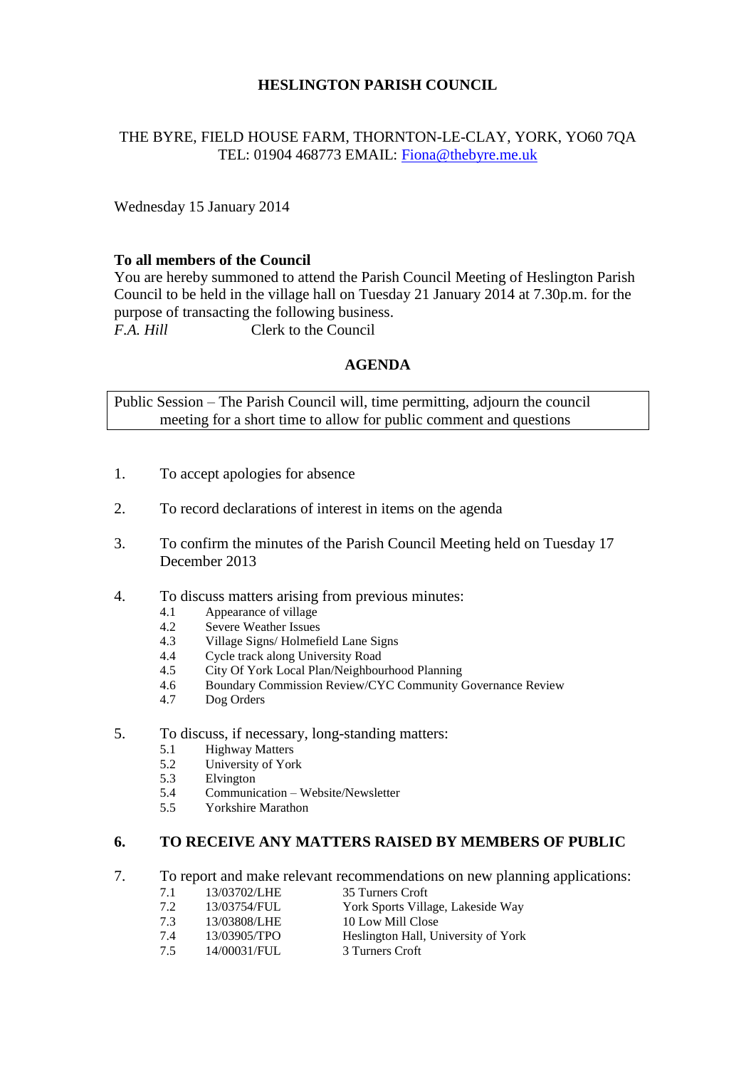# HESLINGTON PARISH COUNCIL

THE BYRE, FIELD HOUSE FARM, THORNTON-LE-CLAY, YORK, YO60 7QA
TEL: 01904 468773 EMAIL: Fiona@thebyre.me.uk

Wednesday 15 January 2014

**To all members of the Council**
You are hereby summoned to attend the Parish Council Meeting of Heslington Parish Council to be held in the village hall on Tuesday 21 January 2014 at 7.30p.m. for the purpose of transacting the following business.
*F.A. Hill* Clerk to the Council

## AGENDA

Public Session – The Parish Council will, time permitting, adjourn the council meeting for a short time to allow for public comment and questions

1. To accept apologies for absence

2. To record declarations of interest in items on the agenda

3. To confirm the minutes of the Parish Council Meeting held on Tuesday 17 December 2013

4. To discuss matters arising from previous minutes:
   - 4.1 Appearance of village
   - 4.2 Severe Weather Issues
   - 4.3 Village Signs/ Holmefield Lane Signs
   - 4.4 Cycle track along University Road
   - 4.5 City Of York Local Plan/Neighbourhood Planning
   - 4.6 Boundary Commission Review/CYC Community Governance Review
   - 4.7 Dog Orders

5. To discuss, if necessary, long-standing matters:
   - 5.1 Highway Matters
   - 5.2 University of York
   - 5.3 Elvington
   - 5.4 Communication – Website/Newsletter
   - 5.5 Yorkshire Marathon

6. **TO RECEIVE ANY MATTERS RAISED BY MEMBERS OF PUBLIC**

7. To report and make relevant recommendations on new planning applications:
   - 7.1 13/03702/LHE 35 Turners Croft
   - 7.2 13/03754/FUL York Sports Village, Lakeside Way
   - 7.3 13/03808/LHE 10 Low Mill Close
   - 7.4 13/03905/TPO Heslington Hall, University of York
   - 7.5 14/00031/FUL 3 Turners Croft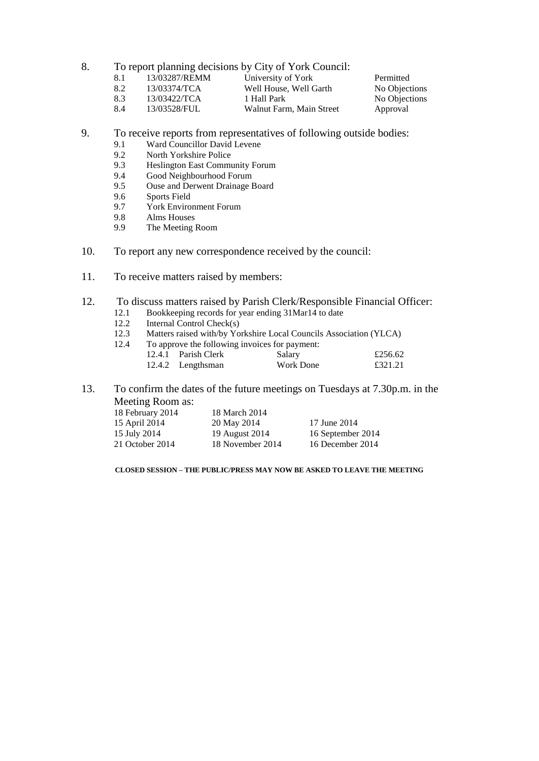8. To report planning decisions by City of York Council:

| | | | |
|---|---|---|---|
| 8.1 | 13/03287/REMM | University of York | Permitted |
| 8.2 | 13/03374/TCA | Well House, Well Garth | No Objections |
| 8.3 | 13/03422/TCA | 1 Hall Park | No Objections |
| 8.4 | 13/03528/FUL | Walnut Farm, Main Street | Approval |

9. To receive reports from representatives of following outside bodies:
   - 9.1 Ward Councillor David Levene
   - 9.2 North Yorkshire Police
   - 9.3 Heslington East Community Forum
   - 9.4 Good Neighbourhood Forum
   - 9.5 Ouse and Derwent Drainage Board
   - 9.6 Sports Field
   - 9.7 York Environment Forum
   - 9.8 Alms Houses
   - 9.9 The Meeting Room

10. To report any new correspondence received by the council:

11. To receive matters raised by members:

12. To discuss matters raised by Parish Clerk/Responsible Financial Officer:
    - 12.1 Bookkeeping records for year ending 31Mar14 to date
    - 12.2 Internal Control Check(s)
    - 12.3 Matters raised with/by Yorkshire Local Councils Association (YLCA)
    - 12.4 To approve the following invoices for payment:

| | | | |
|---|---|---|---|
| 12.4.1 | Parish Clerk | Salary | £256.62 |
| 12.4.2 | Lengthsman | Work Done | £321.21 |

13. To confirm the dates of the future meetings on Tuesdays at 7.30p.m. in the Meeting Room as:

| | | |
|---|---|---|
| 18 February 2014 | 18 March 2014 | |
| 15 April 2014 | 20 May 2014 | 17 June 2014 |
| 15 July 2014 | 19 August 2014 | 16 September 2014 |
| 21 October 2014 | 18 November 2014 | 16 December 2014 |

**CLOSED SESSION – THE PUBLIC/PRESS MAY NOW BE ASKED TO LEAVE THE MEETING**